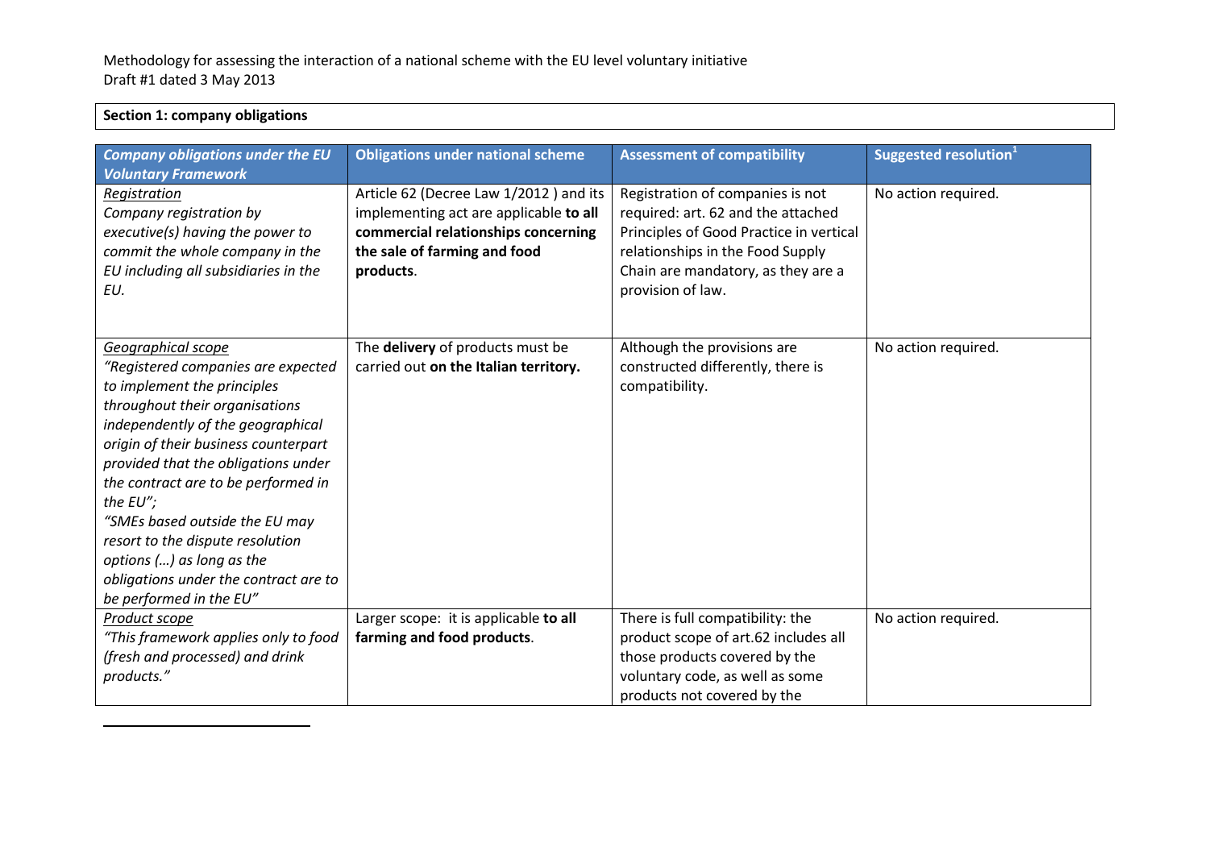Methodology for assessing the interaction of a national scheme with the EU level voluntary initiative
Draft #1 dated 3 May 2013

**Section 1: company obligations**

| *Company obligations under the EU Voluntary Framework* | Obligations under national scheme | Assessment of compatibility | Suggested resolution[1] |
|---|---|---|---|
| *Registration*<br>*Company registration by executive(s) having the power to commit the whole company in the EU including all subsidiaries in the EU.* | Article 62 (Decree Law 1/2012 ) and its implementing act are applicable **to all commercial relationships concerning the sale of farming and food products**. | Registration of companies is not required: art. 62 and the attached Principles of Good Practice in vertical relationships in the Food Supply Chain are mandatory, as they are a provision of law. | No action required. |
| *Geographical scope*<br>*"Registered companies are expected to implement the principles throughout their organisations independently of the geographical origin of their business counterpart provided that the obligations under the contract are to be performed in the EU";*<br>*"SMEs based outside the EU may resort to the dispute resolution options (…) as long as the obligations under the contract are to be performed in the EU"* | The **delivery** of products must be carried out **on the Italian territory.** | Although the provisions are constructed differently, there is compatibility. | No action required. |
| *Product scope*<br>*"This framework applies only to food (fresh and processed) and drink products."* | Larger scope: it is applicable **to all farming and food products**. | There is full compatibility: the product scope of art.62 includes all those products covered by the voluntary code, as well as some products not covered by the | No action required. |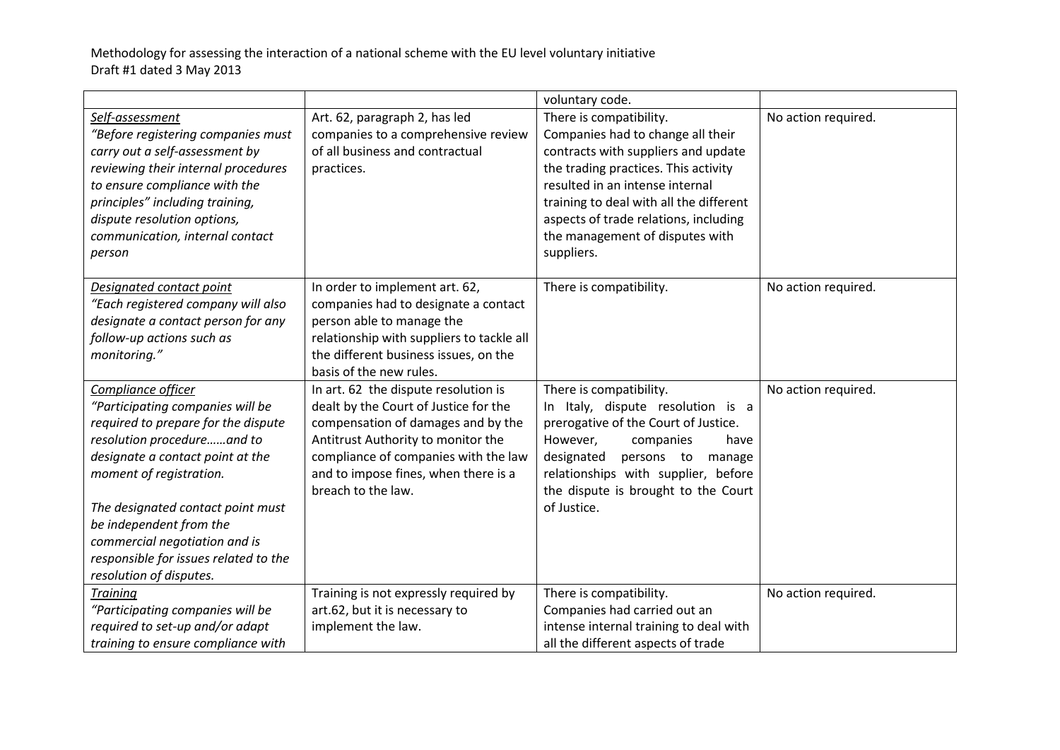Methodology for assessing the interaction of a national scheme with the EU level voluntary initiative
Draft #1 dated 3 May 2013

| | | | |
|---|---|---|---|
| | | voluntary code. | |
| *Self-assessment*<br>*"Before registering companies must carry out a self-assessment by reviewing their internal procedures to ensure compliance with the principles" including training, dispute resolution options, communication, internal contact person* | Art. 62, paragraph 2, has led companies to a comprehensive review of all business and contractual practices. | There is compatibility.<br>Companies had to change all their contracts with suppliers and update the trading practices. This activity resulted in an intense internal training to deal with all the different aspects of trade relations, including the management of disputes with suppliers. | No action required. |
| *Designated contact point*<br>*"Each registered company will also designate a contact person for any follow-up actions such as monitoring."* | In order to implement art. 62, companies had to designate a contact person able to manage the relationship with suppliers to tackle all the different business issues, on the basis of the new rules. | There is compatibility. | No action required. |
| *Compliance officer*<br>*"Participating companies will be required to prepare for the dispute resolution procedure……and to designate a contact point at the moment of registration.*<br><br>*The designated contact point must be independent from the commercial negotiation and is responsible for issues related to the resolution of disputes.* | In art. 62 the dispute resolution is dealt by the Court of Justice for the compensation of damages and by the Antitrust Authority to monitor the compliance of companies with the law and to impose fines, when there is a breach to the law. | There is compatibility.<br>In Italy, dispute resolution is a prerogative of the Court of Justice. However, companies have designated persons to manage relationships with supplier, before the dispute is brought to the Court of Justice. | No action required. |
| *Training*<br>*"Participating companies will be required to set-up and/or adapt training to ensure compliance with* | Training is not expressly required by art.62, but it is necessary to implement the law. | There is compatibility.<br>Companies had carried out an intense internal training to deal with all the different aspects of trade | No action required. |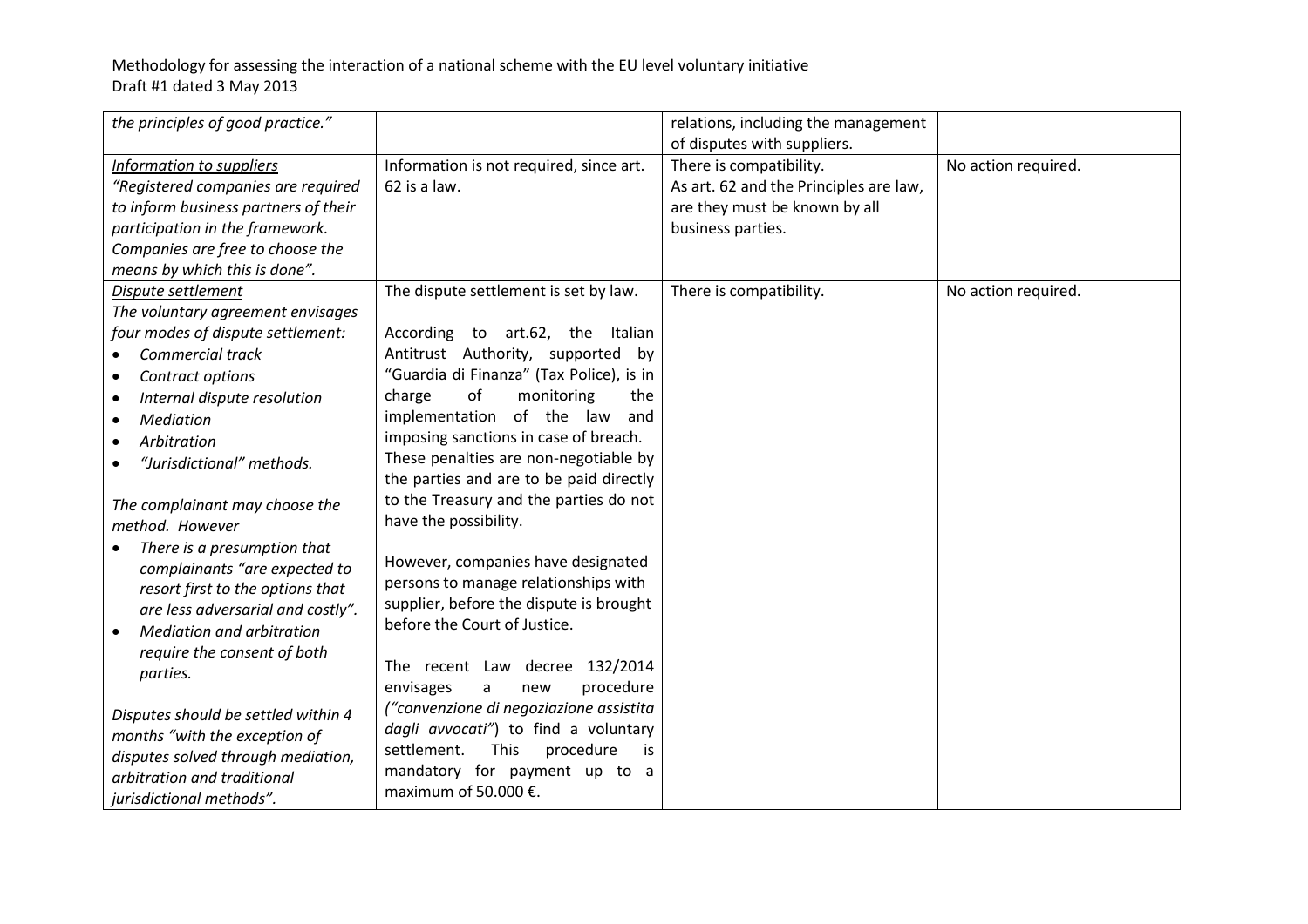| | | | |
|---|---|---|---|
| *the principles of good practice."* | | relations, including the management of disputes with suppliers. | |
| *<u>Information to suppliers</u>*<br>*"Registered companies are required to inform business partners of their participation in the framework. Companies are free to choose the means by which this is done".* | Information is not required, since art. 62 is a law. | There is compatibility.<br>As art. 62 and the Principles are law, are they must be known by all business parties. | No action required. |
| *<u>Dispute settlement</u>*<br>*The voluntary agreement envisages four modes of dispute settlement:*<br>• *Commercial track*<br>• *Contract options*<br>• *Internal dispute resolution*<br>• *Mediation*<br>• *Arbitration*<br>• *"Jurisdictional" methods.*<br><br>*The complainant may choose the method. However*<br>• *There is a presumption that complainants "are expected to resort first to the options that are less adversarial and costly".*<br>• *Mediation and arbitration require the consent of both parties.*<br><br>*Disputes should be settled within 4 months "with the exception of disputes solved through mediation, arbitration and traditional jurisdictional methods".* | The dispute settlement is set by law.<br><br>According to art.62, the Italian Antitrust Authority, supported by "Guardia di Finanza" (Tax Police), is in charge of monitoring the implementation of the law and imposing sanctions in case of breach. These penalties are non-negotiable by the parties and are to be paid directly to the Treasury and the parties do not have the possibility.<br><br>However, companies have designated persons to manage relationships with supplier, before the dispute is brought before the Court of Justice.<br><br>The recent Law decree 132/2014 envisages a new procedure *("convenzione di negoziazione assistita dagli avvocati")* to find a voluntary settlement. This procedure is mandatory for payment up to a maximum of 50.000 €. | There is compatibility. | No action required. |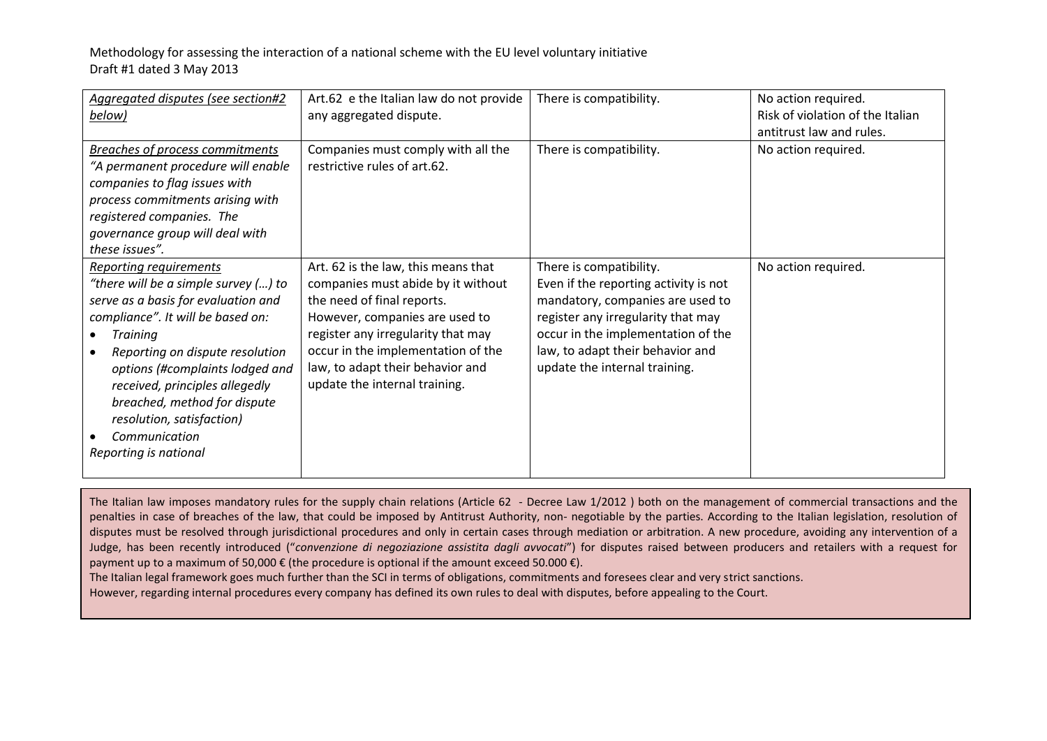| *Aggregated disputes (see section#2 below)* | Art.62 e the Italian law do not provide any aggregated dispute. | There is compatibility. | No action required.<br>Risk of violation of the Italian antitrust law and rules. |
|---|---|---|---|
| *Breaches of process commitments*<br>*"A permanent procedure will enable companies to flag issues with process commitments arising with registered companies. The governance group will deal with these issues".* | Companies must comply with all the restrictive rules of art.62. | There is compatibility. | No action required. |
| *Reporting requirements*<br>*"there will be a simple survey (…) to serve as a basis for evaluation and compliance". It will be based on:*<br>• *Training*<br>• *Reporting on dispute resolution options (#complaints lodged and received, principles allegedly breached, method for dispute resolution, satisfaction)*<br>• *Communication*<br>*Reporting is national* | Art. 62 is the law, this means that companies must abide by it without the need of final reports.<br>However, companies are used to register any irregularity that may occur in the implementation of the law, to adapt their behavior and update the internal training. | There is compatibility.<br>Even if the reporting activity is not mandatory, companies are used to register any irregularity that may occur in the implementation of the law, to adapt their behavior and update the internal training. | No action required. |

The Italian law imposes mandatory rules for the supply chain relations (Article 62 - Decree Law 1/2012 ) both on the management of commercial transactions and the penalties in case of breaches of the law, that could be imposed by Antitrust Authority, non- negotiable by the parties. According to the Italian legislation, resolution of disputes must be resolved through jurisdictional procedures and only in certain cases through mediation or arbitration. A new procedure, avoiding any intervention of a Judge, has been recently introduced ("*convenzione di negoziazione assistita dagli avvocati*") for disputes raised between producers and retailers with a request for payment up to a maximum of 50,000 € (the procedure is optional if the amount exceed 50.000 €).

The Italian legal framework goes much further than the SCI in terms of obligations, commitments and foresees clear and very strict sanctions.

However, regarding internal procedures every company has defined its own rules to deal with disputes, before appealing to the Court.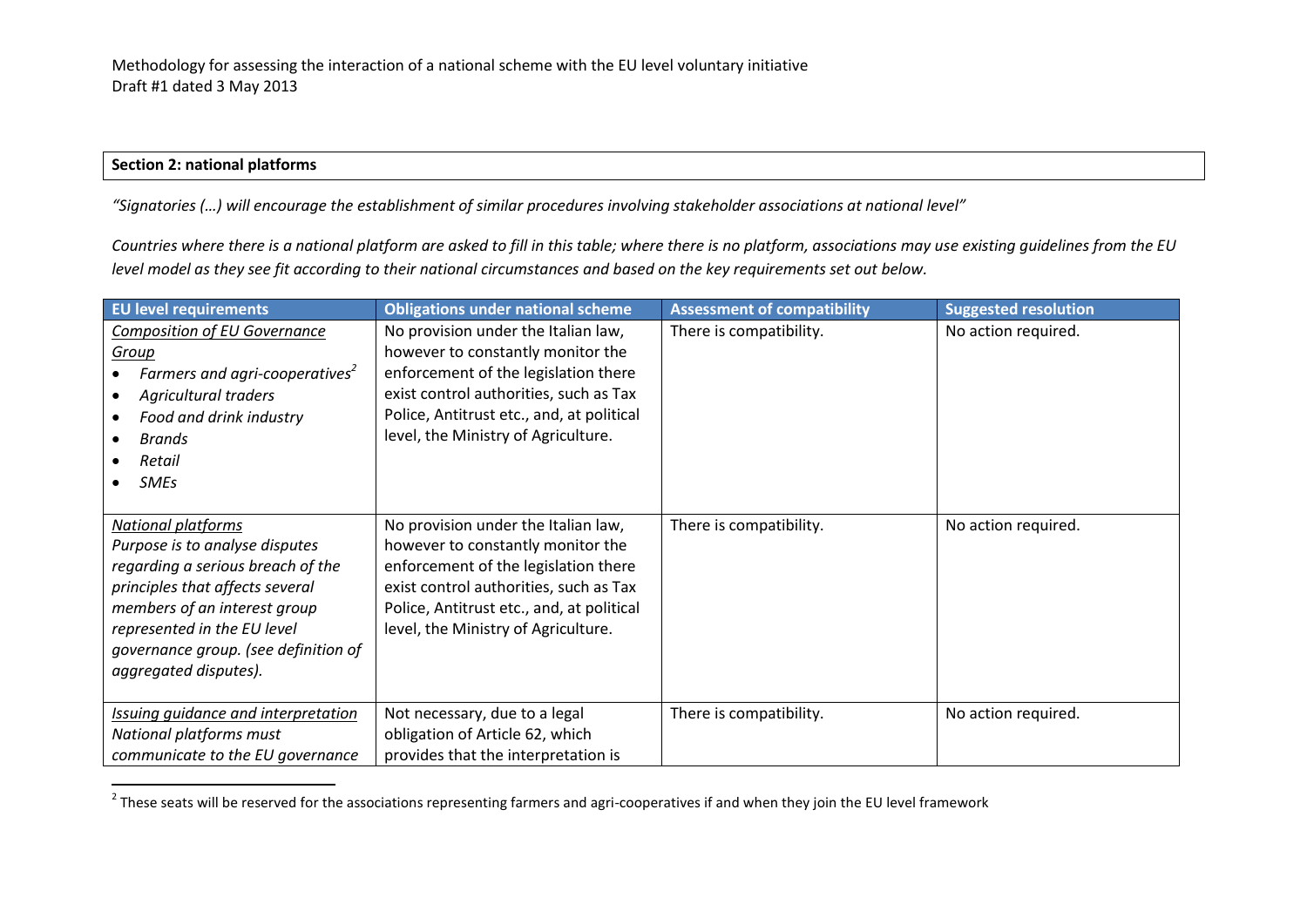**Section 2: national platforms**

*"Signatories (…) will encourage the establishment of similar procedures involving stakeholder associations at national level"*

*Countries where there is a national platform are asked to fill in this table; where there is no platform, associations may use existing guidelines from the EU level model as they see fit according to their national circumstances and based on the key requirements set out below.*

| EU level requirements | Obligations under national scheme | Assessment of compatibility | Suggested resolution |
|---|---|---|---|
| *Composition of EU Governance Group*<br>• *Farmers and agri-cooperatives*[2]<br>• *Agricultural traders*<br>• *Food and drink industry*<br>• *Brands*<br>• *Retail*<br>• *SMEs* | No provision under the Italian law, however to constantly monitor the enforcement of the legislation there exist control authorities, such as Tax Police, Antitrust etc., and, at political level, the Ministry of Agriculture. | There is compatibility. | No action required. |
| *National platforms*<br>*Purpose is to analyse disputes regarding a serious breach of the principles that affects several members of an interest group represented in the EU level governance group. (see definition of aggregated disputes).* | No provision under the Italian law, however to constantly monitor the enforcement of the legislation there exist control authorities, such as Tax Police, Antitrust etc., and, at political level, the Ministry of Agriculture. | There is compatibility. | No action required. |
| *Issuing guidance and interpretation*<br>*National platforms must communicate to the EU governance* | Not necessary, due to a legal obligation of Article 62, which provides that the interpretation is | There is compatibility. | No action required. |

[2] These seats will be reserved for the associations representing farmers and agri-cooperatives if and when they join the EU level framework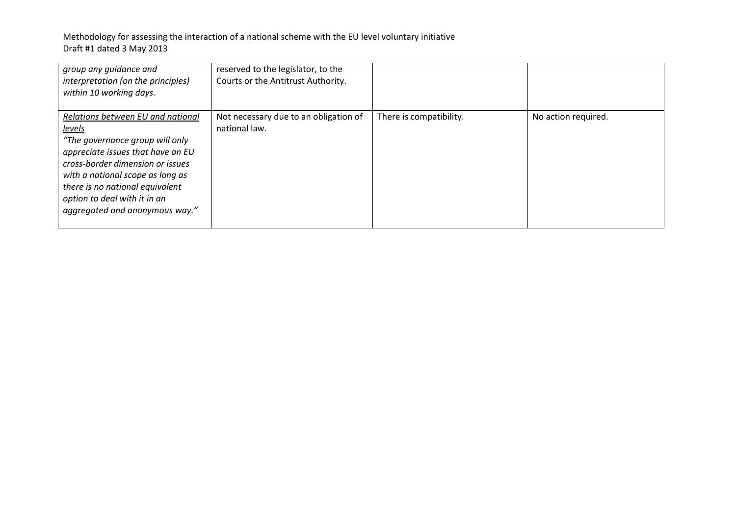| | | | |
|---|---|---|---|
| *group any guidance and interpretation (on the principles) within 10 working days.* | reserved to the legislator, to the Courts or the Antitrust Authority. | | |
| <u>*Relations between EU and national levels*</u> *"The governance group will only appreciate issues that have an EU cross-border dimension or issues with a national scope as long as there is no national equivalent option to deal with it in an aggregated and anonymous way."* | Not necessary due to an obligation of national law. | There is compatibility. | No action required. |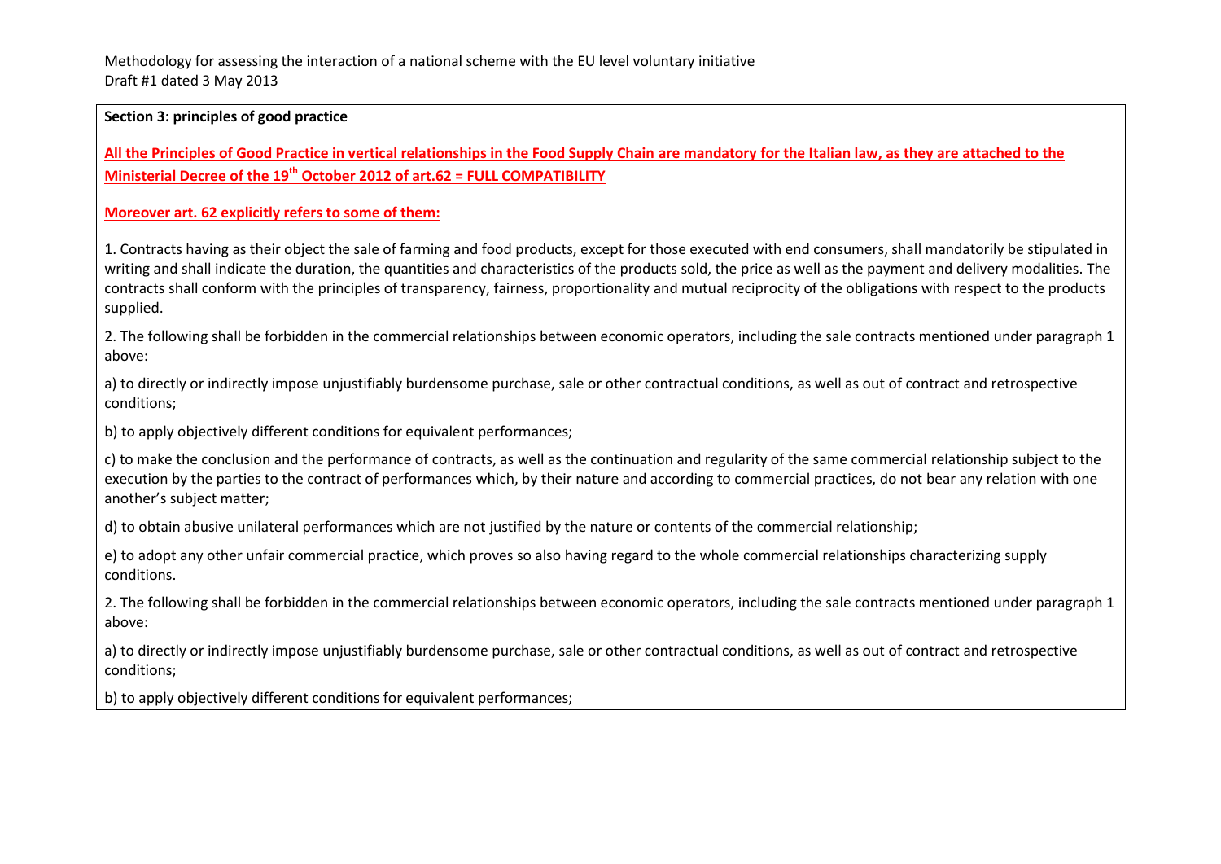**Section 3: principles of good practice**

**All the Principles of Good Practice in vertical relationships in the Food Supply Chain are mandatory for the Italian law, as they are attached to the Ministerial Decree of the 19th October 2012 of art.62 = FULL COMPATIBILITY**

**Moreover art. 62 explicitly refers to some of them:**

1. Contracts having as their object the sale of farming and food products, except for those executed with end consumers, shall mandatorily be stipulated in writing and shall indicate the duration, the quantities and characteristics of the products sold, the price as well as the payment and delivery modalities. The contracts shall conform with the principles of transparency, fairness, proportionality and mutual reciprocity of the obligations with respect to the products supplied.

2. The following shall be forbidden in the commercial relationships between economic operators, including the sale contracts mentioned under paragraph 1 above:

a) to directly or indirectly impose unjustifiably burdensome purchase, sale or other contractual conditions, as well as out of contract and retrospective conditions;

b) to apply objectively different conditions for equivalent performances;

c) to make the conclusion and the performance of contracts, as well as the continuation and regularity of the same commercial relationship subject to the execution by the parties to the contract of performances which, by their nature and according to commercial practices, do not bear any relation with one another's subject matter;

d) to obtain abusive unilateral performances which are not justified by the nature or contents of the commercial relationship;

e) to adopt any other unfair commercial practice, which proves so also having regard to the whole commercial relationships characterizing supply conditions.

2. The following shall be forbidden in the commercial relationships between economic operators, including the sale contracts mentioned under paragraph 1 above:

a) to directly or indirectly impose unjustifiably burdensome purchase, sale or other contractual conditions, as well as out of contract and retrospective conditions;

b) to apply objectively different conditions for equivalent performances;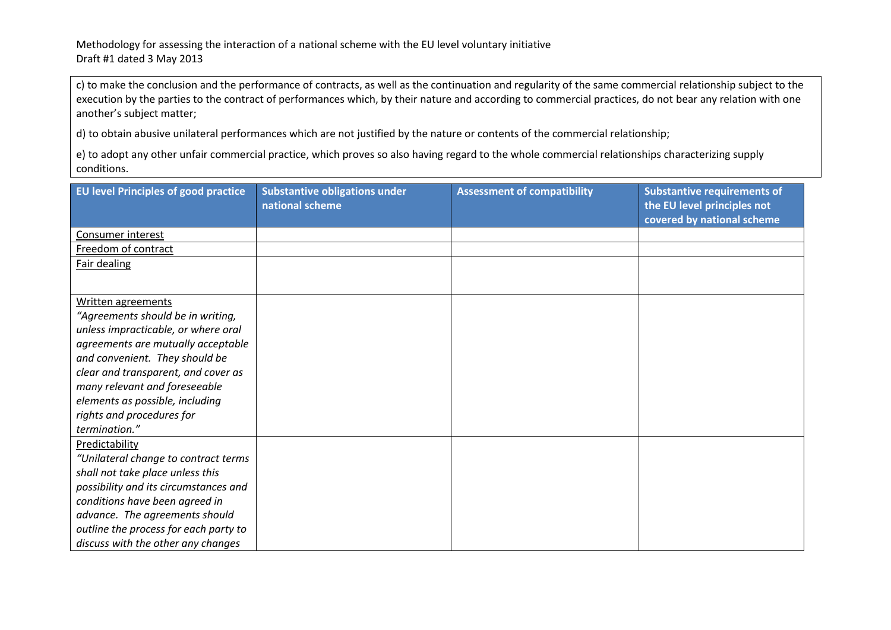c) to make the conclusion and the performance of contracts, as well as the continuation and regularity of the same commercial relationship subject to the execution by the parties to the contract of performances which, by their nature and according to commercial practices, do not bear any relation with one another's subject matter;

d) to obtain abusive unilateral performances which are not justified by the nature or contents of the commercial relationship;

e) to adopt any other unfair commercial practice, which proves so also having regard to the whole commercial relationships characterizing supply conditions.

| EU level Principles of good practice | Substantive obligations under national scheme | Assessment of compatibility | Substantive requirements of the EU level principles not covered by national scheme |
|---|---|---|---|
| <u>Consumer interest</u> | | | |
| <u>Freedom of contract</u> | | | |
| <u>Fair dealing</u> | | | |
| <u>Written agreements</u><br>*"Agreements should be in writing, unless impracticable, or where oral agreements are mutually acceptable and convenient. They should be clear and transparent, and cover as many relevant and foreseeable elements as possible, including rights and procedures for termination."* | | | |
| <u>Predictability</u><br>*"Unilateral change to contract terms shall not take place unless this possibility and its circumstances and conditions have been agreed in advance. The agreements should outline the process for each party to discuss with the other any changes* | | | |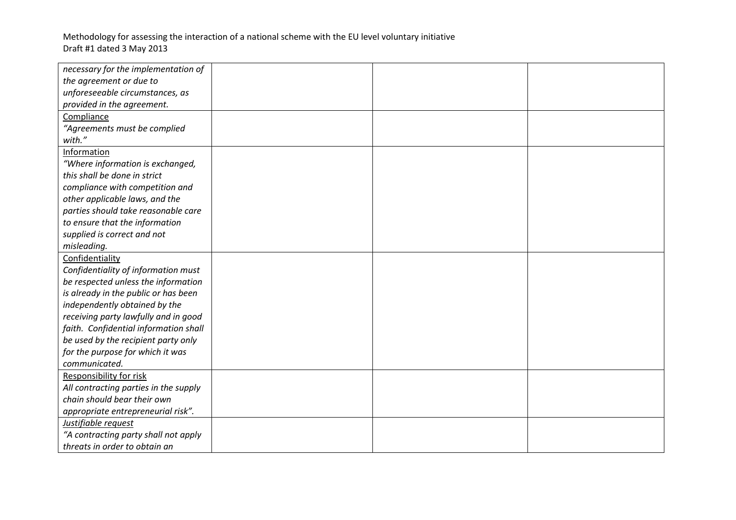| | | | |
|---|---|---|---|
| *necessary for the implementation of the agreement or due to unforeseeable circumstances, as provided in the agreement.* | | | |
| Compliance<br>*"Agreements must be complied with."* | | | |
| Information<br>*"Where information is exchanged, this shall be done in strict compliance with competition and other applicable laws, and the parties should take reasonable care to ensure that the information supplied is correct and not misleading.* | | | |
| Confidentiality<br>*Confidentiality of information must be respected unless the information is already in the public or has been independently obtained by the receiving party lawfully and in good faith. Confidential information shall be used by the recipient party only for the purpose for which it was communicated.* | | | |
| Responsibility for risk<br>*All contracting parties in the supply chain should bear their own appropriate entrepreneurial risk".* | | | |
| *Justifiable request*<br>*"A contracting party shall not apply threats in order to obtain an* | | | |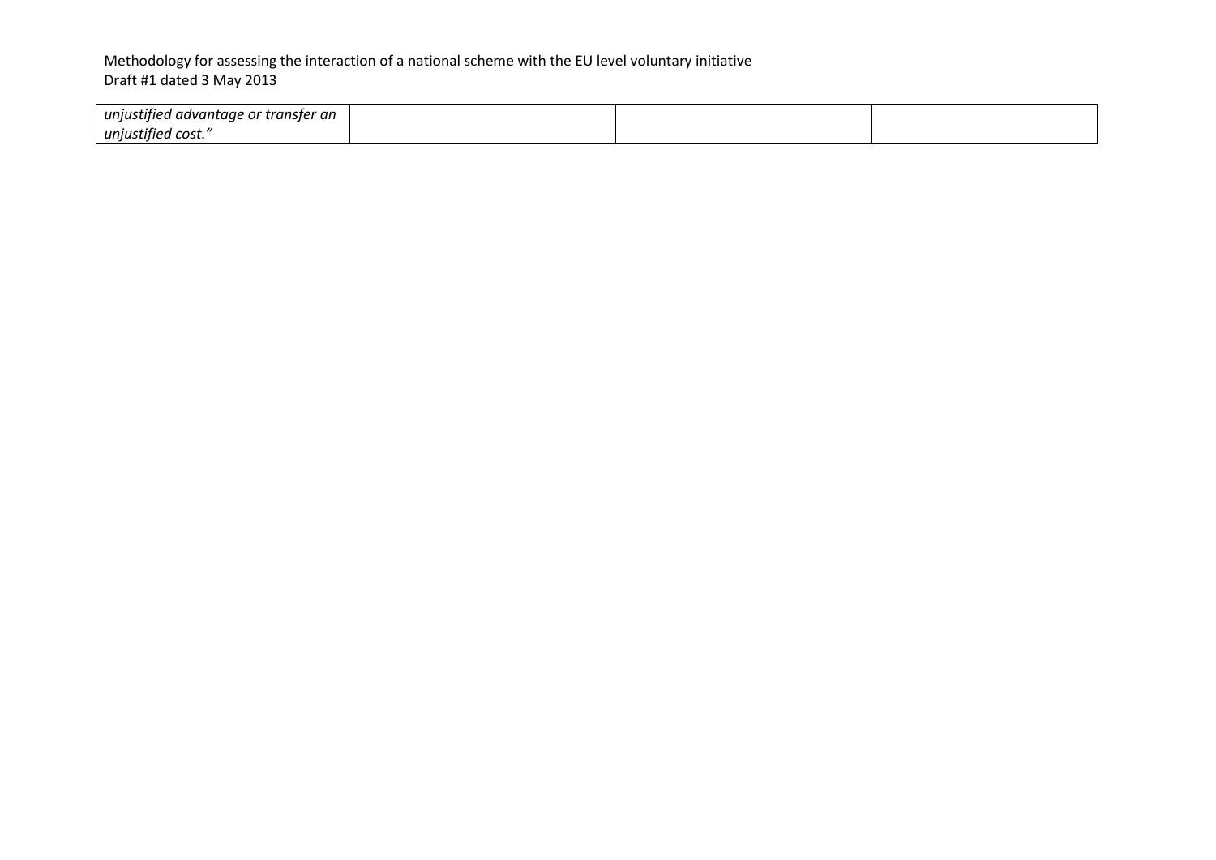| | | | |
|---|---|---|---|
| *unjustified advantage or transfer an unjustified cost."* | | | |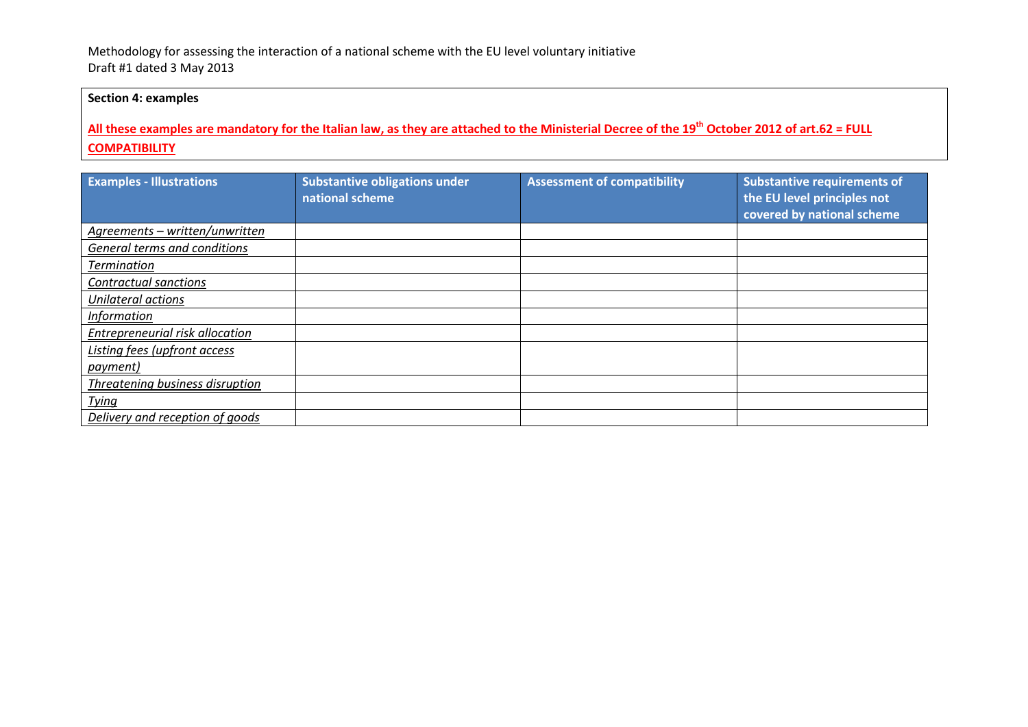Methodology for assessing the interaction of a national scheme with the EU level voluntary initiative
Draft #1 dated 3 May 2013

**Section 4: examples**

**All these examples are mandatory for the Italian law, as they are attached to the Ministerial Decree of the 19th October 2012 of art.62 = FULL COMPATIBILITY**

| Examples - Illustrations | Substantive obligations under national scheme | Assessment of compatibility | Substantive requirements of the EU level principles not covered by national scheme |
|---|---|---|---|
| *Agreements – written/unwritten* | | | |
| *General terms and conditions* | | | |
| *Termination* | | | |
| *Contractual sanctions* | | | |
| *Unilateral actions* | | | |
| *Information* | | | |
| *Entrepreneurial risk allocation* | | | |
| *Listing fees (upfront access payment)* | | | |
| *Threatening business disruption* | | | |
| *Tying* | | | |
| *Delivery and reception of goods* | | | |